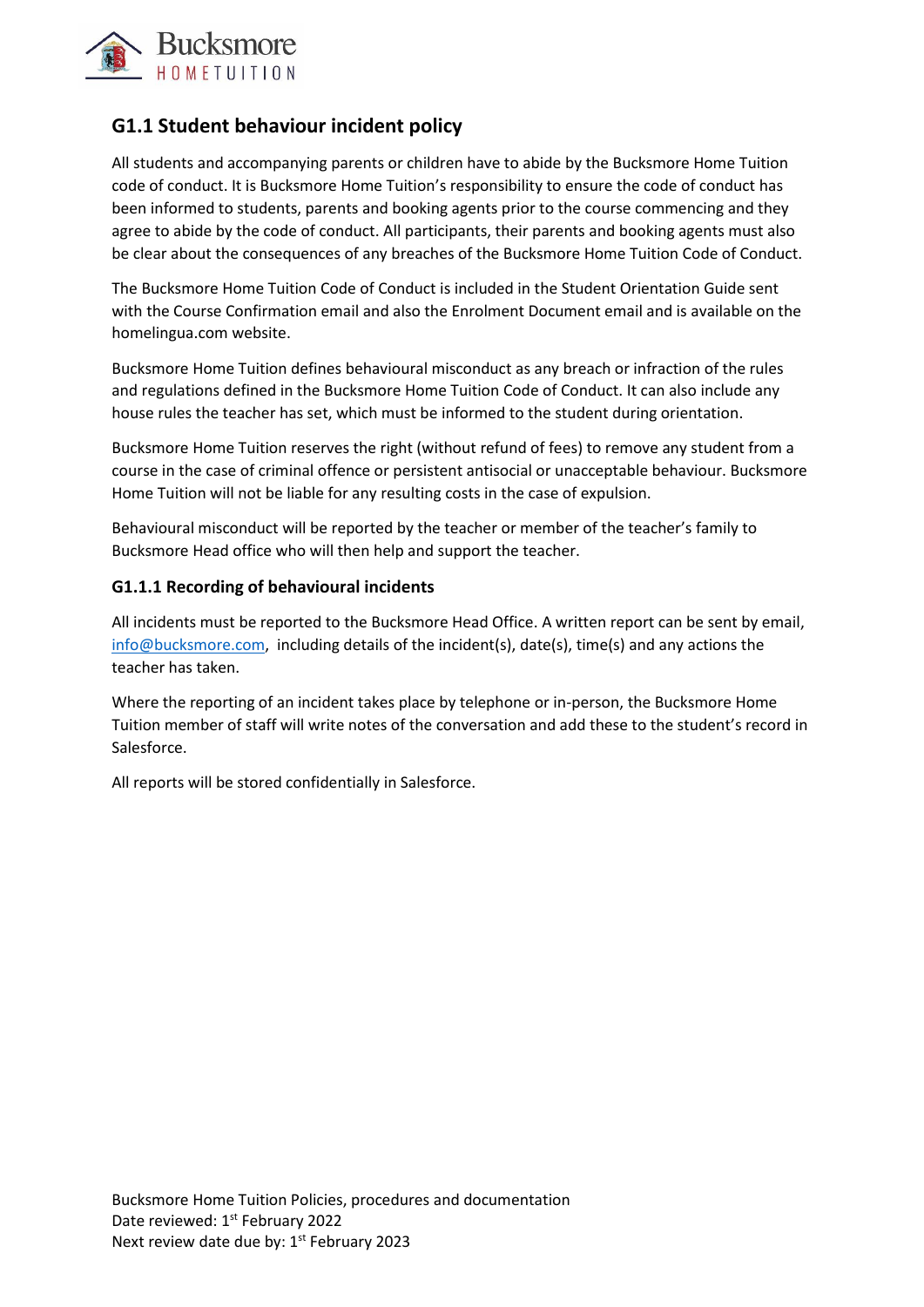## G1.1 Student behaviour incident policy

All students and accompanying parents or children have to abide by the Bucksmore Home Tuition code of conduct. It is Bucksmore Home Tuition's responsibility to ensure the code of conduct has been informed to students, parents and booking agents prior to the course commencing and they agree to abide by the code of conduct. All participants, their parents and booking agents must also be clear about the consequences of any breaches of the Bucksmore Home Tuition Code of Conduct.

The Bucksmore Home Tuition Code of Conduct is included in the Student Orientation Guide sent with the Course Confirmation email and also the Enrolment Document email and is available on the homelingua.com website.

Bucksmore Home Tuition defines behavioural misconduct as any breach or infraction of the rules and regulations defined in the Bucksmore Home Tuition Code of Conduct. It can also include any house rules the teacher has set, which must be informed to the student during orientation.

Bucksmore Home Tuition reserves the right (without refund of fees) to remove any student from a course in the case of criminal offence or persistent antisocial or unacceptable behaviour. Bucksmore Home Tuition will not be liable for any resulting costs in the case of expulsion.

Behavioural misconduct will be reported by the teacher or member of the teacher's family to Bucksmore Head office who will then help and support the teacher.

### G1.1.1 Recording of behavioural incidents

All incidents must be reported to the Bucksmore Head Office. A written report can be sent by email, info@bucksmore.com, including details of the incident(s), date(s), time(s) and any actions the teacher has taken.

Where the reporting of an incident takes place by telephone or in-person, the Bucksmore Home Tuition member of staff will write notes of the conversation and add these to the student's record in Salesforce.

All reports will be stored confidentially in Salesforce.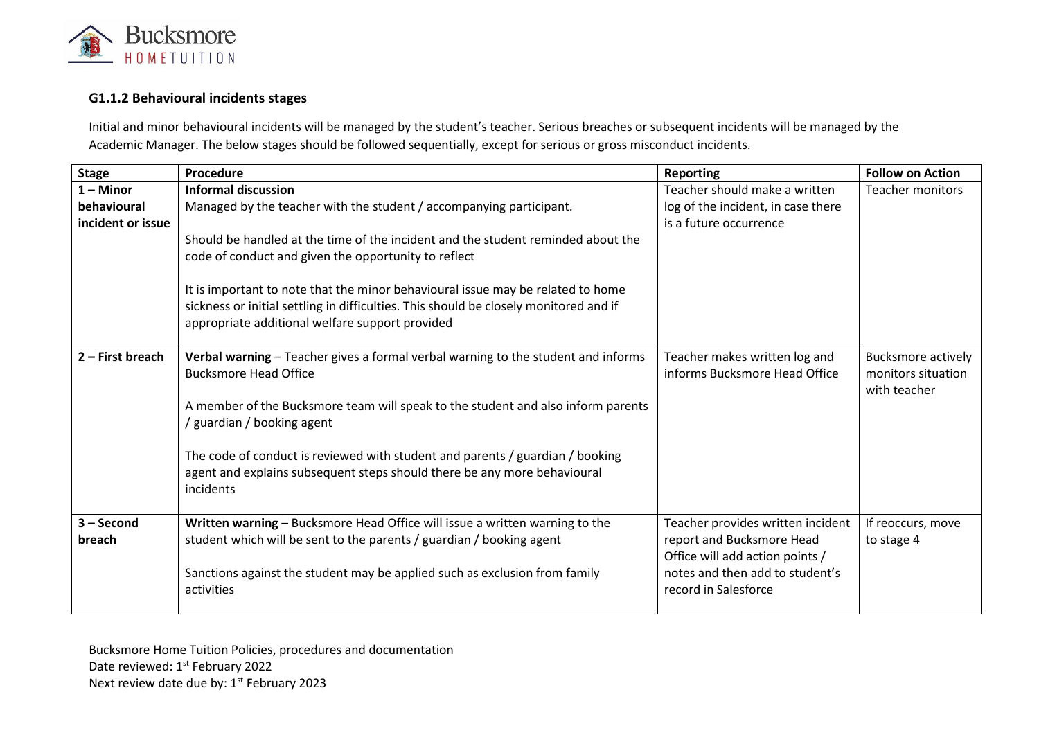### G1.1.2 Behavioural incidents stages

Initial and minor behavioural incidents will be managed by the student's teacher. Serious breaches or subsequent incidents will be managed by the Academic Manager. The below stages should be followed sequentially, except for serious or gross misconduct incidents.

| Stage | Procedure | Reporting | Follow on Action |
|---|---|---|---|
| **1 – Minor behavioural incident or issue** | **Informal discussion**<br>Managed by the teacher with the student / accompanying participant.<br><br>Should be handled at the time of the incident and the student reminded about the code of conduct and given the opportunity to reflect<br><br>It is important to note that the minor behavioural issue may be related to home sickness or initial settling in difficulties. This should be closely monitored and if appropriate additional welfare support provided | Teacher should make a written log of the incident, in case there is a future occurrence | Teacher monitors |
| **2 – First breach** | **Verbal warning** – Teacher gives a formal verbal warning to the student and informs Bucksmore Head Office<br><br>A member of the Bucksmore team will speak to the student and also inform parents / guardian / booking agent<br><br>The code of conduct is reviewed with student and parents / guardian / booking agent and explains subsequent steps should there be any more behavioural incidents | Teacher makes written log and informs Bucksmore Head Office | Bucksmore actively monitors situation with teacher |
| **3 – Second breach** | **Written warning** – Bucksmore Head Office will issue a written warning to the student which will be sent to the parents / guardian / booking agent<br><br>Sanctions against the student may be applied such as exclusion from family activities | Teacher provides written incident report and Bucksmore Head Office will add action points / notes and then add to student's record in Salesforce | If reoccurs, move to stage 4 |

Bucksmore Home Tuition Policies, procedures and documentation
Date reviewed: 1st February 2022
Next review date due by: 1st February 2023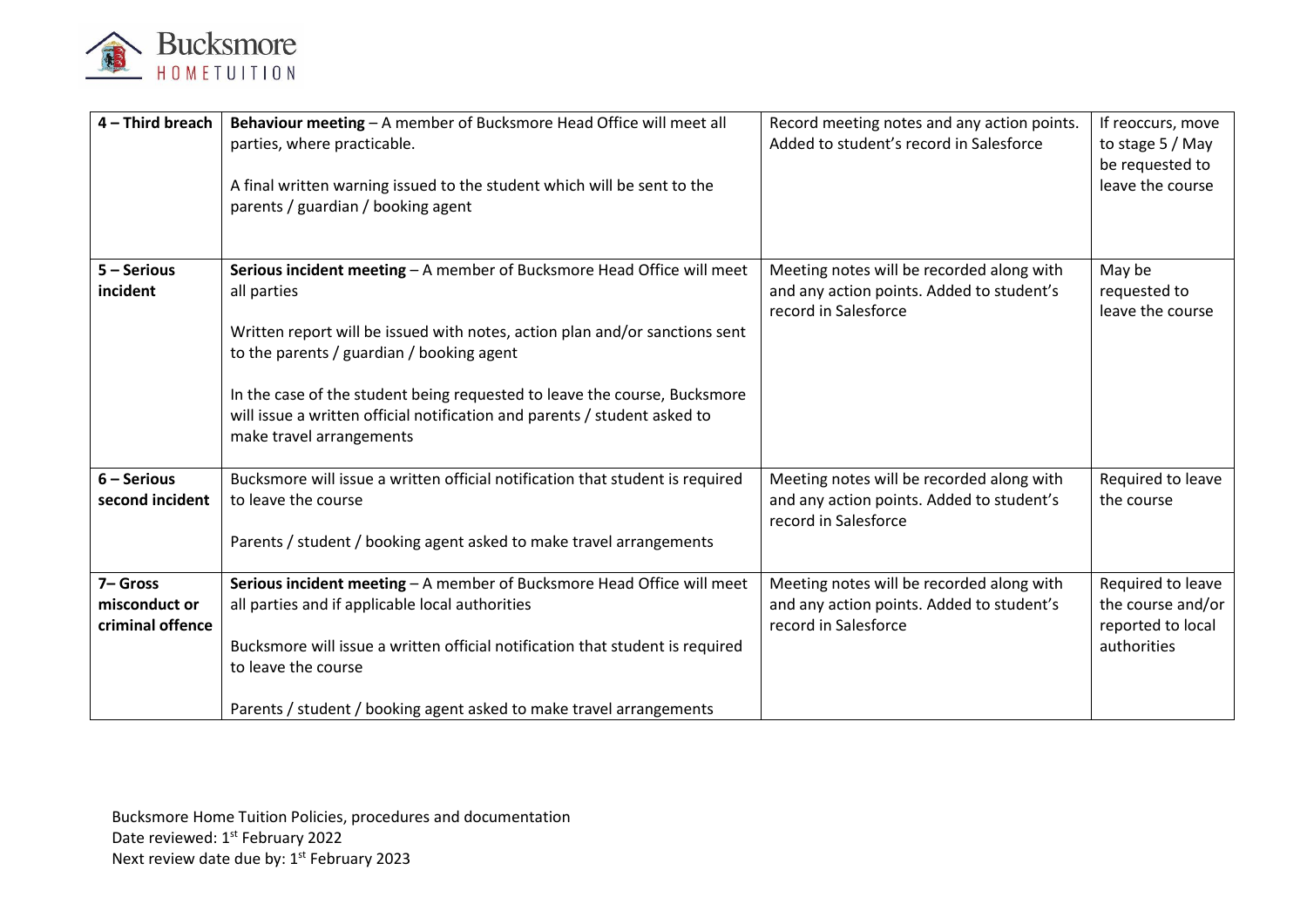| 4 – Third breach | **Behaviour meeting** – A member of Bucksmore Head Office will meet all parties, where practicable.<br><br>A final written warning issued to the student which will be sent to the parents / guardian / booking agent | Record meeting notes and any action points. Added to student's record in Salesforce | If reoccurs, move to stage 5 / May be requested to leave the course |
|---|---|---|---|
| **5 – Serious incident** | **Serious incident meeting** – A member of Bucksmore Head Office will meet all parties<br><br>Written report will be issued with notes, action plan and/or sanctions sent to the parents / guardian / booking agent<br><br>In the case of the student being requested to leave the course, Bucksmore will issue a written official notification and parents / student asked to make travel arrangements | Meeting notes will be recorded along with and any action points. Added to student's record in Salesforce | May be requested to leave the course |
| **6 – Serious second incident** | Bucksmore will issue a written official notification that student is required to leave the course<br><br>Parents / student / booking agent asked to make travel arrangements | Meeting notes will be recorded along with and any action points. Added to student's record in Salesforce | Required to leave the course |
| **7– Gross misconduct or criminal offence** | **Serious incident meeting** – A member of Bucksmore Head Office will meet all parties and if applicable local authorities<br><br>Bucksmore will issue a written official notification that student is required to leave the course<br><br>Parents / student / booking agent asked to make travel arrangements | Meeting notes will be recorded along with and any action points. Added to student's record in Salesforce | Required to leave the course and/or reported to local authorities |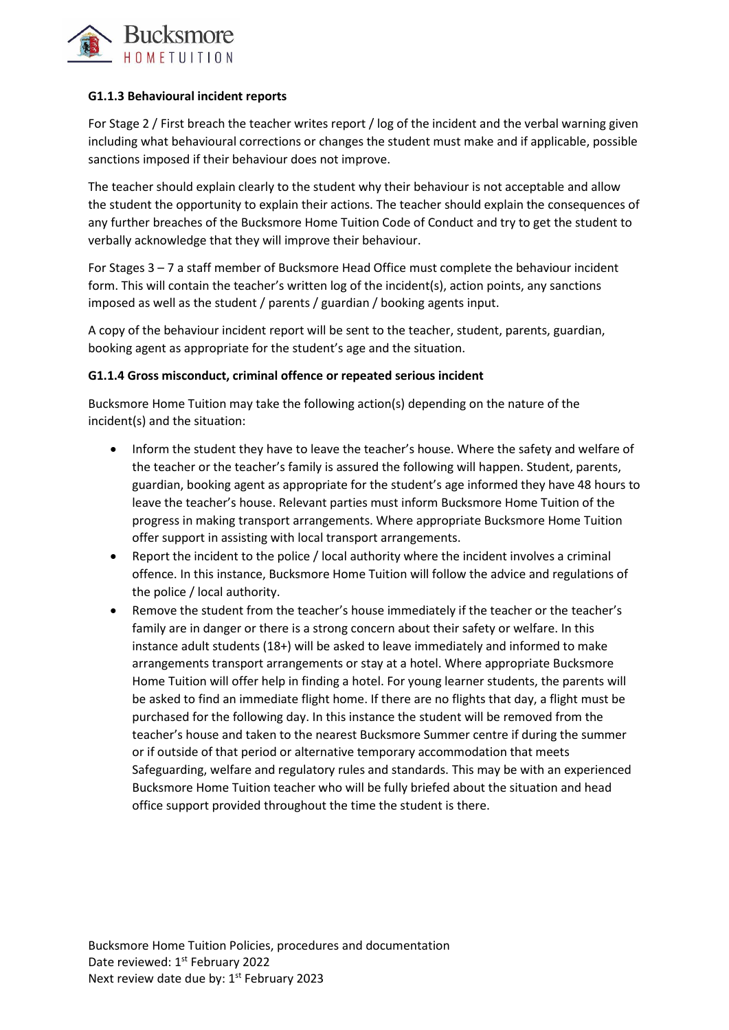#### G1.1.3 Behavioural incident reports

For Stage 2 / First breach the teacher writes report / log of the incident and the verbal warning given including what behavioural corrections or changes the student must make and if applicable, possible sanctions imposed if their behaviour does not improve.

The teacher should explain clearly to the student why their behaviour is not acceptable and allow the student the opportunity to explain their actions. The teacher should explain the consequences of any further breaches of the Bucksmore Home Tuition Code of Conduct and try to get the student to verbally acknowledge that they will improve their behaviour.

For Stages 3 – 7 a staff member of Bucksmore Head Office must complete the behaviour incident form. This will contain the teacher's written log of the incident(s), action points, any sanctions imposed as well as the student / parents / guardian / booking agents input.

A copy of the behaviour incident report will be sent to the teacher, student, parents, guardian, booking agent as appropriate for the student's age and the situation.

#### G1.1.4 Gross misconduct, criminal offence or repeated serious incident

Bucksmore Home Tuition may take the following action(s) depending on the nature of the incident(s) and the situation:

- Inform the student they have to leave the teacher's house. Where the safety and welfare of the teacher or the teacher's family is assured the following will happen. Student, parents, guardian, booking agent as appropriate for the student's age informed they have 48 hours to leave the teacher's house. Relevant parties must inform Bucksmore Home Tuition of the progress in making transport arrangements. Where appropriate Bucksmore Home Tuition offer support in assisting with local transport arrangements.
- Report the incident to the police / local authority where the incident involves a criminal offence. In this instance, Bucksmore Home Tuition will follow the advice and regulations of the police / local authority.
- Remove the student from the teacher's house immediately if the teacher or the teacher's family are in danger or there is a strong concern about their safety or welfare. In this instance adult students (18+) will be asked to leave immediately and informed to make arrangements transport arrangements or stay at a hotel. Where appropriate Bucksmore Home Tuition will offer help in finding a hotel. For young learner students, the parents will be asked to find an immediate flight home. If there are no flights that day, a flight must be purchased for the following day. In this instance the student will be removed from the teacher's house and taken to the nearest Bucksmore Summer centre if during the summer or if outside of that period or alternative temporary accommodation that meets Safeguarding, welfare and regulatory rules and standards. This may be with an experienced Bucksmore Home Tuition teacher who will be fully briefed about the situation and head office support provided throughout the time the student is there.